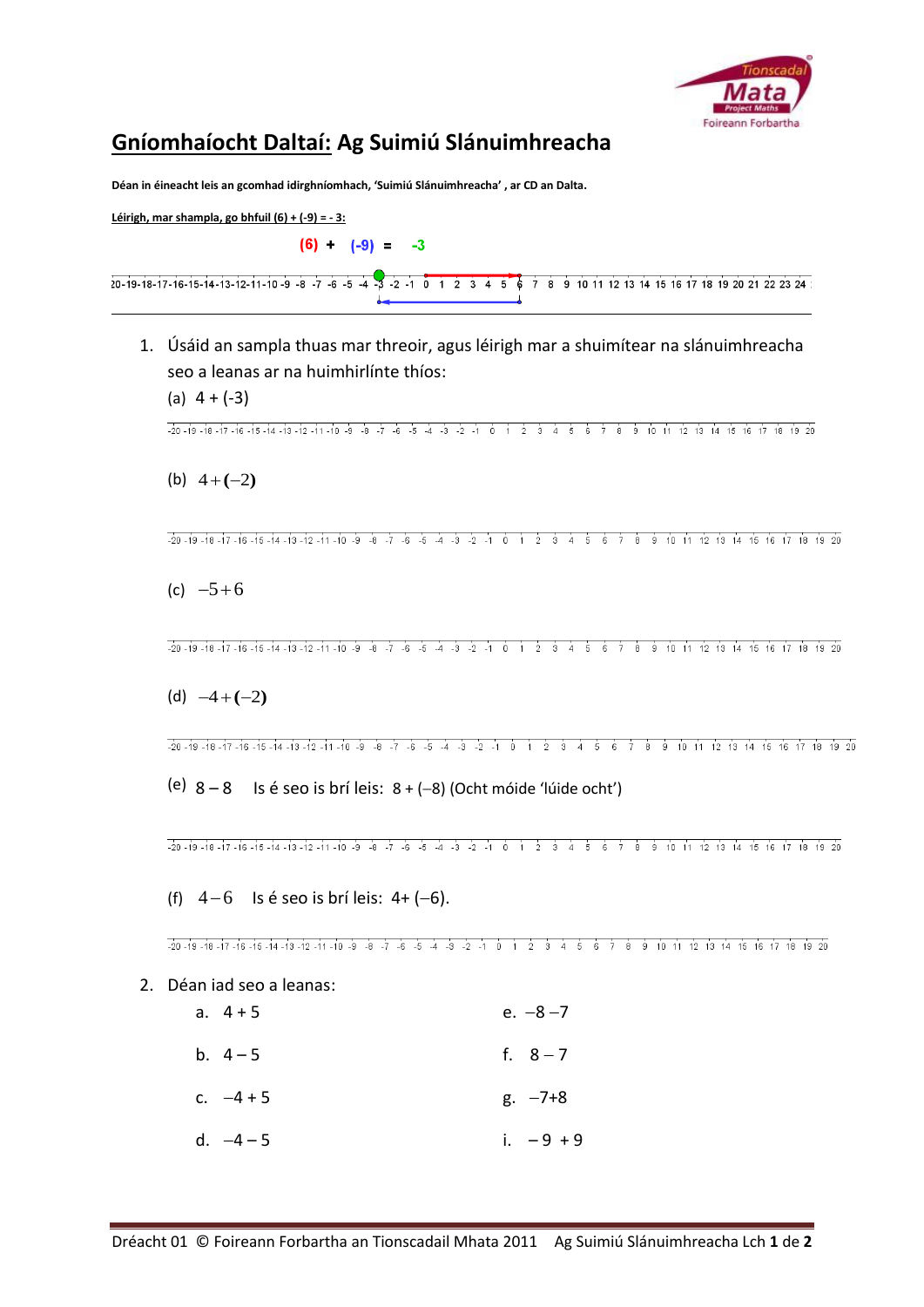# Gníomhaíocht Daltaí: Ag Suimiú Slánuimhreacha

**Déan in éineacht leis an gcomhad idirghníomhach, 'Suimiú Slánuimhreacha' , ar CD an Dalta.**

**Léirigh, mar shampla, go bhfuil (6) + (-9) = - 3:**

(6) + (-9) = -3

-20 -19 -18 -17 -16 -15 -14 -13 -12 -11 -10 -9 -8 -7 -6 -5 -4 -3 -2 -1 0 1 2 3 4 5 6 7 8 9 10 11 12 13 14 15 16 17 18 19 20 21 22 23 24

1. Úsáid an sampla thuas mar threoir, agus léirigh mar a shuimítear na slánuimhreacha seo a leanas ar na huimhirlínte thíos:

   (a) 4 + (-3)

   -20 -19 -18 -17 -16 -15 -14 -13 -12 -11 -10 -9 -8 -7 -6 -5 -4 -3 -2 -1 0 1 2 3 4 5 6 7 8 9 10 11 12 13 14 15 16 17 18 19 20

   (b) $4+(-2)$

   -20 -19 -18 -17 -16 -15 -14 -13 -12 -11 -10 -9 -8 -7 -6 -5 -4 -3 -2 -1 0 1 2 3 4 5 6 7 8 9 10 11 12 13 14 15 16 17 18 19 20

   (c) $-5+6$

   -20 -19 -18 -17 -16 -15 -14 -13 -12 -11 -10 -9 -8 -7 -6 -5 -4 -3 -2 -1 0 1 2 3 4 5 6 7 8 9 10 11 12 13 14 15 16 17 18 19 20

   (d) $-4+(-2)$

   -20 -19 -18 -17 -16 -15 -14 -13 -12 -11 -10 -9 -8 -7 -6 -5 -4 -3 -2 -1 0 1 2 3 4 5 6 7 8 9 10 11 12 13 14 15 16 17 18 19 20

   (e) 8 – 8 Is é seo is brí leis: 8 + (–8) (Ocht móide 'lúide ocht')

   -20 -19 -18 -17 -16 -15 -14 -13 -12 -11 -10 -9 -8 -7 -6 -5 -4 -3 -2 -1 0 1 2 3 4 5 6 7 8 9 10 11 12 13 14 15 16 17 18 19 20

   (f) $4-6$ Is é seo is brí leis: 4+ (–6).

   -20 -19 -18 -17 -16 -15 -14 -13 -12 -11 -10 -9 -8 -7 -6 -5 -4 -3 -2 -1 0 1 2 3 4 5 6 7 8 9 10 11 12 13 14 15 16 17 18 19 20

2. Déan iad seo a leanas:

   a. 4 + 5
   b. 4 – 5
   c. –4 + 5
   d. –4 – 5
   e. –8 –7
   f. 8 – 7
   g. –7+8
   i. – 9 + 9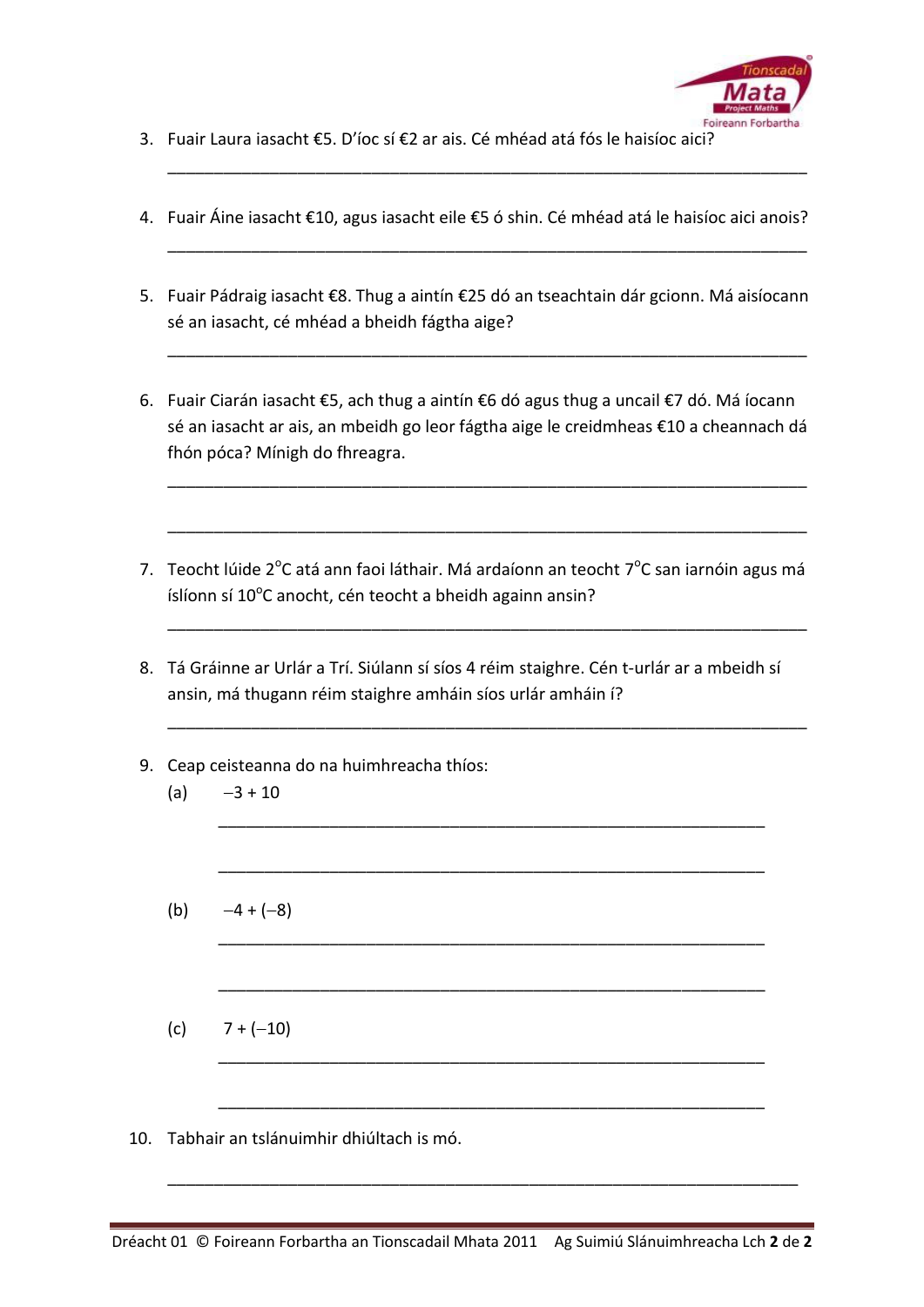3. Fuair Laura iasacht €5. D’íoc sí €2 ar ais. Cé mhéad atá fós le haisíoc aici?

______________________________________________________________________

4. Fuair Áine iasacht €10, agus iasacht eile €5 ó shin. Cé mhéad atá le haisíoc aici anois?

______________________________________________________________________

5. Fuair Pádraig iasacht €8. Thug a aintín €25 dó an tseachtain dár gcionn. Má aisíocann sé an iasacht, cé mhéad a bheidh fágtha aige?

______________________________________________________________________

6. Fuair Ciarán iasacht €5, ach thug a aintín €6 dó agus thug a uncail €7 dó. Má íocann sé an iasacht ar ais, an mbeidh go leor fágtha aige le creidmheas €10 a cheannach dá fhón póca? Mínigh do fhreagra.

______________________________________________________________________

______________________________________________________________________

7. Teocht lúide 2°C atá ann faoi láthair. Má ardaíonn an teocht 7°C san iarnóin agus má íslíonn sí 10°C anocht, cén teocht a bheidh againn ansin?

______________________________________________________________________

8. Tá Gráinne ar Urlár a Trí. Siúlann sí síos 4 réim staighre. Cén t-urlár ar a mbeidh sí ansin, má thugann réim staighre amháin síos urlár amháin í?

______________________________________________________________________

9. Ceap ceisteanna do na huimhreacha thíos:

   (a) $-3 + 10$

   ______________________________________________________________

   ______________________________________________________________

   (b) $-4 + (-8)$

   ______________________________________________________________

   ______________________________________________________________

   (c) $7 + (-10)$

   ______________________________________________________________

   ______________________________________________________________

10. Tabhair an tslánuimhir dhiúltach is mó.

______________________________________________________________________